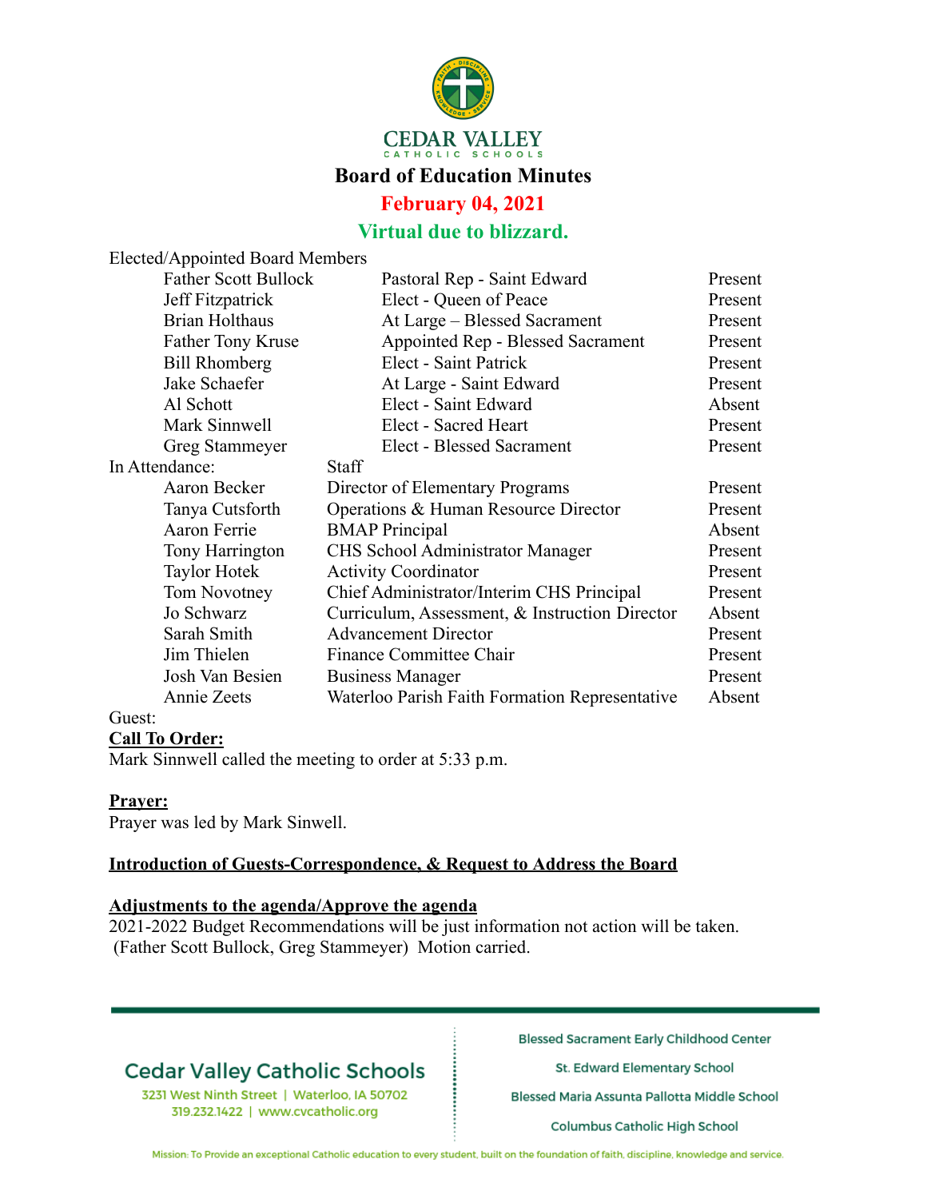CEDAR VALLEY
CATHOLIC SCHOOLS

# Board of Education Minutes

## February 04, 2021

## Virtual due to blizzard.

Elected/Appointed Board Members

| Name | Role | Status |
|---|---|---|
| Father Scott Bullock | Pastoral Rep - Saint Edward | Present |
| Jeff Fitzpatrick | Elect - Queen of Peace | Present |
| Brian Holthaus | At Large – Blessed Sacrament | Present |
| Father Tony Kruse | Appointed Rep - Blessed Sacrament | Present |
| Bill Rhomberg | Elect - Saint Patrick | Present |
| Jake Schaefer | At Large - Saint Edward | Present |
| Al Schott | Elect - Saint Edward | Absent |
| Mark Sinnwell | Elect - Sacred Heart | Present |
| Greg Stammeyer | Elect - Blessed Sacrament | Present |

In Attendance: Staff

| Name | Role | Status |
|---|---|---|
| Aaron Becker | Director of Elementary Programs | Present |
| Tanya Cutsforth | Operations & Human Resource Director | Present |
| Aaron Ferrie | BMAP Principal | Absent |
| Tony Harrington | CHS School Administrator Manager | Present |
| Taylor Hotek | Activity Coordinator | Present |
| Tom Novotney | Chief Administrator/Interim CHS Principal | Present |
| Jo Schwarz | Curriculum, Assessment, & Instruction Director | Absent |
| Sarah Smith | Advancement Director | Present |
| Jim Thielen | Finance Committee Chair | Present |
| Josh Van Besien | Business Manager | Present |
| Annie Zeets | Waterloo Parish Faith Formation Representative | Absent |

Guest:

**Call To Order:**

Mark Sinnwell called the meeting to order at 5:33 p.m.

**Prayer:**

Prayer was led by Mark Sinwell.

**Introduction of Guests-Correspondence, & Request to Address the Board**

**Adjustments to the agenda/Approve the agenda**

2021-2022 Budget Recommendations will be just information not action will be taken.
(Father Scott Bullock, Greg Stammeyer) Motion carried.

Cedar Valley Catholic Schools
3231 West Ninth Street | Waterloo, IA 50702
319.232.1422 | www.cvcatholic.org

Blessed Sacrament Early Childhood Center
St. Edward Elementary School
Blessed Maria Assunta Pallotta Middle School
Columbus Catholic High School

Mission: To Provide an exceptional Catholic education to every student, built on the foundation of faith, discipline, knowledge and service.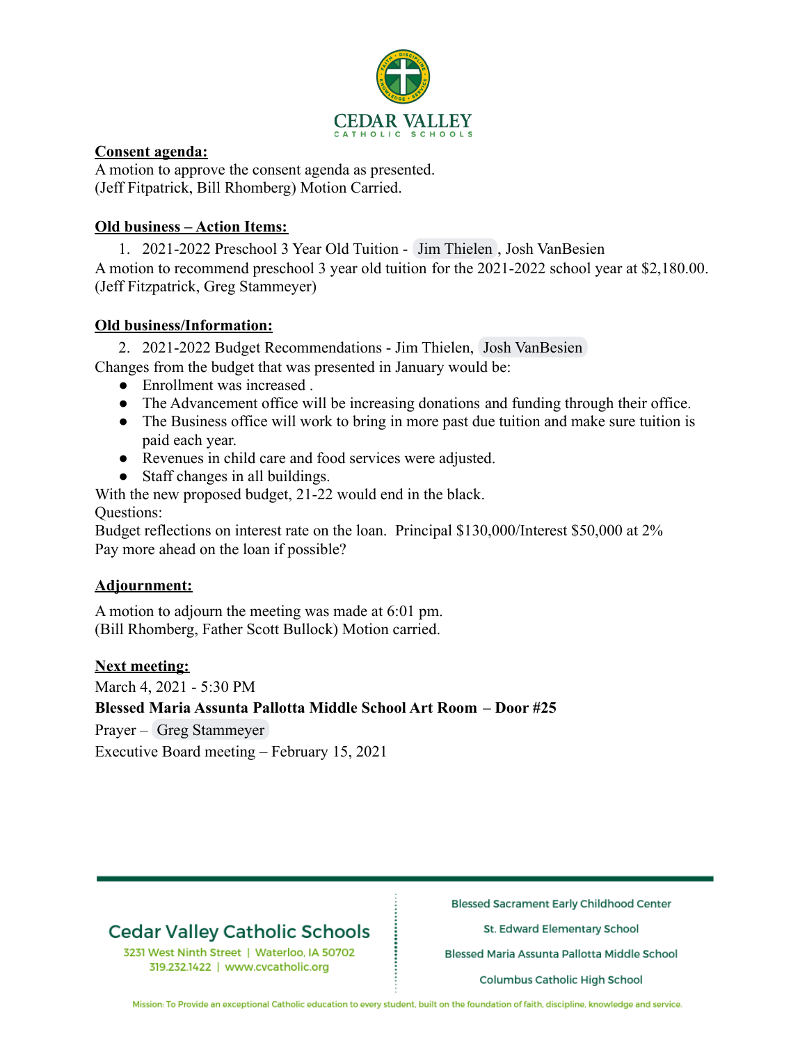**Consent agenda:**

A motion to approve the consent agenda as presented.
(Jeff Fitpatrick, Bill Rhomberg) Motion Carried.

**Old business – Action Items:**

1. 2021-2022 Preschool 3 Year Old Tuition - Jim Thielen, Josh VanBesien

A motion to recommend preschool 3 year old tuition for the 2021-2022 school year at $2,180.00.
(Jeff Fitzpatrick, Greg Stammeyer)

**Old business/Information:**

2. 2021-2022 Budget Recommendations - Jim Thielen, Josh VanBesien

Changes from the budget that was presented in January would be:

- Enrollment was increased .
- The Advancement office will be increasing donations and funding through their office.
- The Business office will work to bring in more past due tuition and make sure tuition is paid each year.
- Revenues in child care and food services were adjusted.
- Staff changes in all buildings.

With the new proposed budget, 21-22 would end in the black.
Questions:
Budget reflections on interest rate on the loan. Principal $130,000/Interest $50,000 at 2%
Pay more ahead on the loan if possible?

**Adjournment:**

A motion to adjourn the meeting was made at 6:01 pm.
(Bill Rhomberg, Father Scott Bullock) Motion carried.

**Next meeting:**

March 4, 2021 - 5:30 PM

**Blessed Maria Assunta Pallotta Middle School Art Room – Door #25**

Prayer – Greg Stammeyer

Executive Board meeting – February 15, 2021